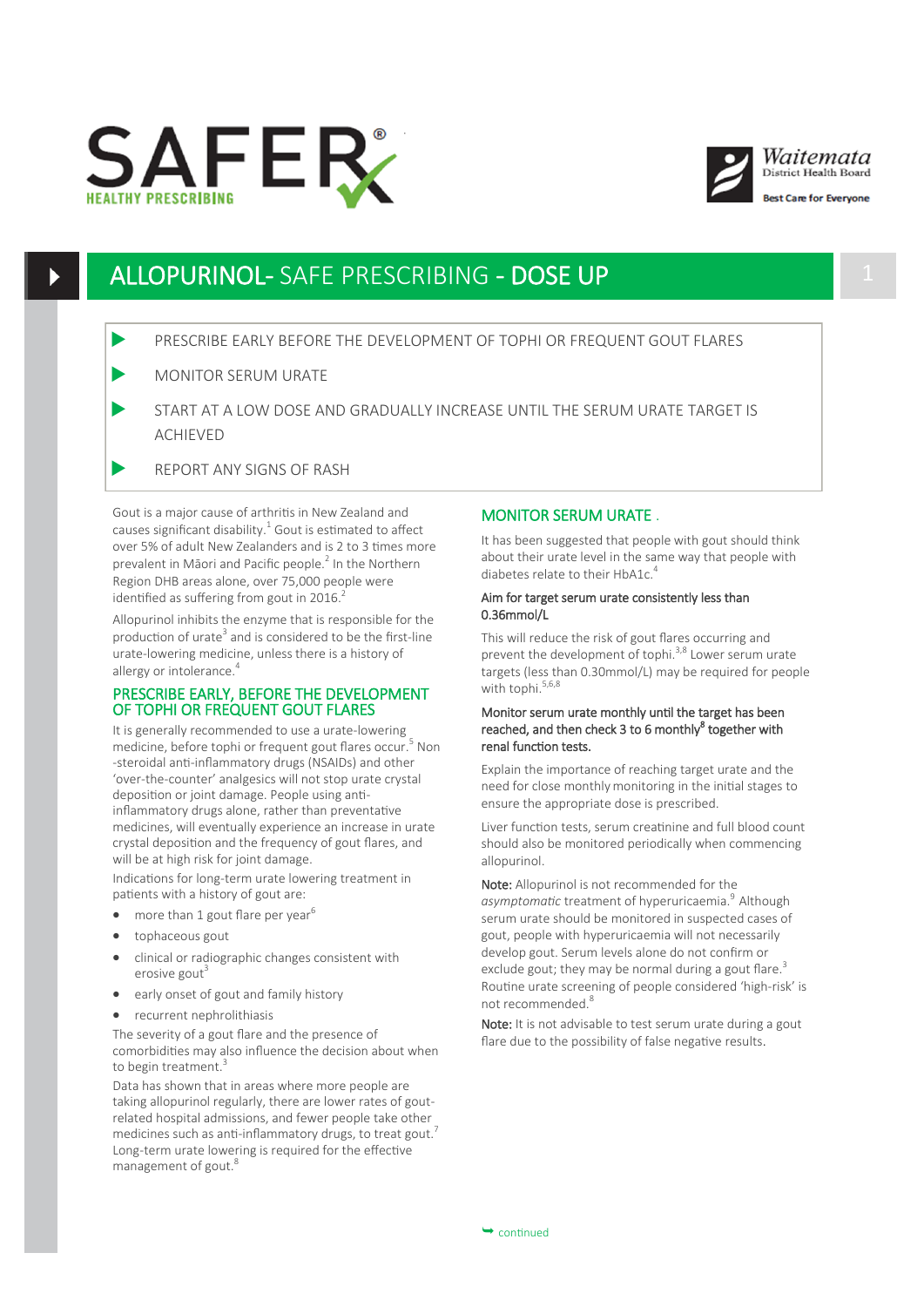# ALLOPURINOL- SAFE PRESCRIBING - DOSE UP

- PRESCRIBE EARLY BEFORE THE DEVELOPMENT OF TOPHI OR FREQUENT GOUT FLARES
- MONITOR SERUM URATE
- START AT A LOW DOSE AND GRADUALLY INCREASE UNTIL THE SERUM URATE TARGET IS ACHIEVED
- REPORT ANY SIGNS OF RASH

Gout is a major cause of arthritis in New Zealand and causes significant disability.[1] Gout is estimated to affect over 5% of adult New Zealanders and is 2 to 3 times more prevalent in Māori and Pacific people.[2] In the Northern Region DHB areas alone, over 75,000 people were identified as suffering from gout in 2016.[2]

Allopurinol inhibits the enzyme that is responsible for the production of urate[3] and is considered to be the first-line urate-lowering medicine, unless there is a history of allergy or intolerance.[4]

## PRESCRIBE EARLY, BEFORE THE DEVELOPMENT OF TOPHI OR FREQUENT GOUT FLARES

It is generally recommended to use a urate-lowering medicine, before tophi or frequent gout flares occur.[5] Non-steroidal anti-inflammatory drugs (NSAIDs) and other 'over-the-counter' analgesics will not stop urate crystal deposition or joint damage. People using anti-inflammatory drugs alone, rather than preventative medicines, will eventually experience an increase in urate crystal deposition and the frequency of gout flares, and will be at high risk for joint damage.

Indications for long-term urate lowering treatment in patients with a history of gout are:

- more than 1 gout flare per year[6]
- tophaceous gout
- clinical or radiographic changes consistent with erosive gout[3]
- early onset of gout and family history
- recurrent nephrolithiasis

The severity of a gout flare and the presence of comorbidities may also influence the decision about when to begin treatment.[3]

Data has shown that in areas where more people are taking allopurinol regularly, there are lower rates of gout-related hospital admissions, and fewer people take other medicines such as anti-inflammatory drugs, to treat gout.[7] Long-term urate lowering is required for the effective management of gout.[8]

## MONITOR SERUM URATE

It has been suggested that people with gout should think about their urate level in the same way that people with diabetes relate to their HbA1c.[4]

**Aim for target serum urate consistently less than 0.36mmol/L**

This will reduce the risk of gout flares occurring and prevent the development of tophi.[3,8] Lower serum urate targets (less than 0.30mmol/L) may be required for people with tophi.[5,6,8]

**Monitor serum urate monthly until the target has been reached, and then check 3 to 6 monthly[8] together with renal function tests.**

Explain the importance of reaching target urate and the need for close monthly monitoring in the initial stages to ensure the appropriate dose is prescribed.

Liver function tests, serum creatinine and full blood count should also be monitored periodically when commencing allopurinol.

**Note:** Allopurinol is not recommended for the *asymptomatic* treatment of hyperuricaemia.[9] Although serum urate should be monitored in suspected cases of gout, people with hyperuricaemia will not necessarily develop gout. Serum levels alone do not confirm or exclude gout; they may be normal during a gout flare.[3] Routine urate screening of people considered 'high-risk' is not recommended.[8]

**Note:** It is not advisable to test serum urate during a gout flare due to the possibility of false negative results.

continued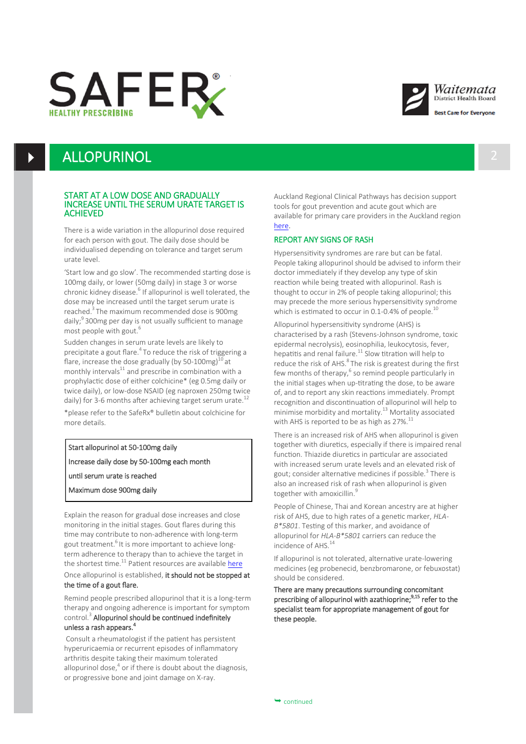# ALLOPURINOL

## START AT A LOW DOSE AND GRADUALLY INCREASE UNTIL THE SERUM URATE TARGET IS ACHIEVED

There is a wide variation in the allopurinol dose required for each person with gout. The daily dose should be individualised depending on tolerance and target serum urate level.

'Start low and go slow'. The recommended starting dose is 100mg daily, or lower (50mg daily) in stage 3 or worse chronic kidney disease.[6] If allopurinol is well tolerated, the dose may be increased until the target serum urate is reached.[3] The maximum recommended dose is 900mg daily;[9] 300mg per day is not usually sufficient to manage most people with gout.[6]

Sudden changes in serum urate levels are likely to precipitate a gout flare.[4] To reduce the risk of triggering a flare, increase the dose gradually (by 50-100mg)[10] at monthly intervals[11] and prescribe in combination with a prophylactic dose of either colchicine* (eg 0.5mg daily or twice daily), or low-dose NSAID (eg naproxen 250mg twice daily) for 3-6 months after achieving target serum urate.[12]

*please refer to the SafeRx® bulletin about colchicine for more details.

> Start allopurinol at 50-100mg daily
>
> Increase daily dose by 50-100mg each month
>
> until serum urate is reached
>
> Maximum dose 900mg daily

Explain the reason for gradual dose increases and close monitoring in the initial stages. Gout flares during this time may contribute to non-adherence with long-term gout treatment.[6] It is more important to achieve long-term adherence to therapy than to achieve the target in the shortest time.[11] Patient resources are available here

Once allopurinol is established, **it should not be stopped at the time of a gout flare.**

Remind people prescribed allopurinol that it is a long-term therapy and ongoing adherence is important for symptom control.[3] **Allopurinol should be continued indefinitely unless a rash appears.[4]**

Consult a rheumatologist if the patient has persistent hyperuricaemia or recurrent episodes of inflammatory arthritis despite taking their maximum tolerated allopurinol dose,[4] or if there is doubt about the diagnosis, or progressive bone and joint damage on X-ray.

Auckland Regional Clinical Pathways has decision support tools for gout prevention and acute gout which are available for primary care providers in the Auckland region here.

## REPORT ANY SIGNS OF RASH

Hypersensitivity syndromes are rare but can be fatal. People taking allopurinol should be advised to inform their doctor immediately if they develop any type of skin reaction while being treated with allopurinol. Rash is thought to occur in 2% of people taking allopurinol; this may precede the more serious hypersensitivity syndrome which is estimated to occur in 0.1-0.4% of people.[10]

Allopurinol hypersensitivity syndrome (AHS) is characterised by a rash (Stevens-Johnson syndrome, toxic epidermal necrolysis), eosinophilia, leukocytosis, fever, hepatitis and renal failure.[11] Slow titration will help to reduce the risk of AHS.[8] The risk is greatest during the first few months of therapy,[6] so remind people particularly in the initial stages when up-titrating the dose, to be aware of, and to report any skin reactions immediately. Prompt recognition and discontinuation of allopurinol will help to minimise morbidity and mortality.[13] Mortality associated with AHS is reported to be as high as 27%.[11]

There is an increased risk of AHS when allopurinol is given together with diuretics, especially if there is impaired renal function. Thiazide diuretics in particular are associated with increased serum urate levels and an elevated risk of gout; consider alternative medicines if possible.[3] There is also an increased risk of rash when allopurinol is given together with amoxicillin.[9]

People of Chinese, Thai and Korean ancestry are at higher risk of AHS, due to high rates of a genetic marker, *HLA-B\*5801*. Testing of this marker, and avoidance of allopurinol for *HLA-B\*5801* carriers can reduce the incidence of AHS.[14]

If allopurinol is not tolerated, alternative urate-lowering medicines (eg probenecid, benzbromarone, or febuxostat) should be considered.

**There are many precautions surrounding concomitant prescribing of allopurinol with azathioprine;[9,15] refer to the specialist team for appropriate management of gout for these people.**

continued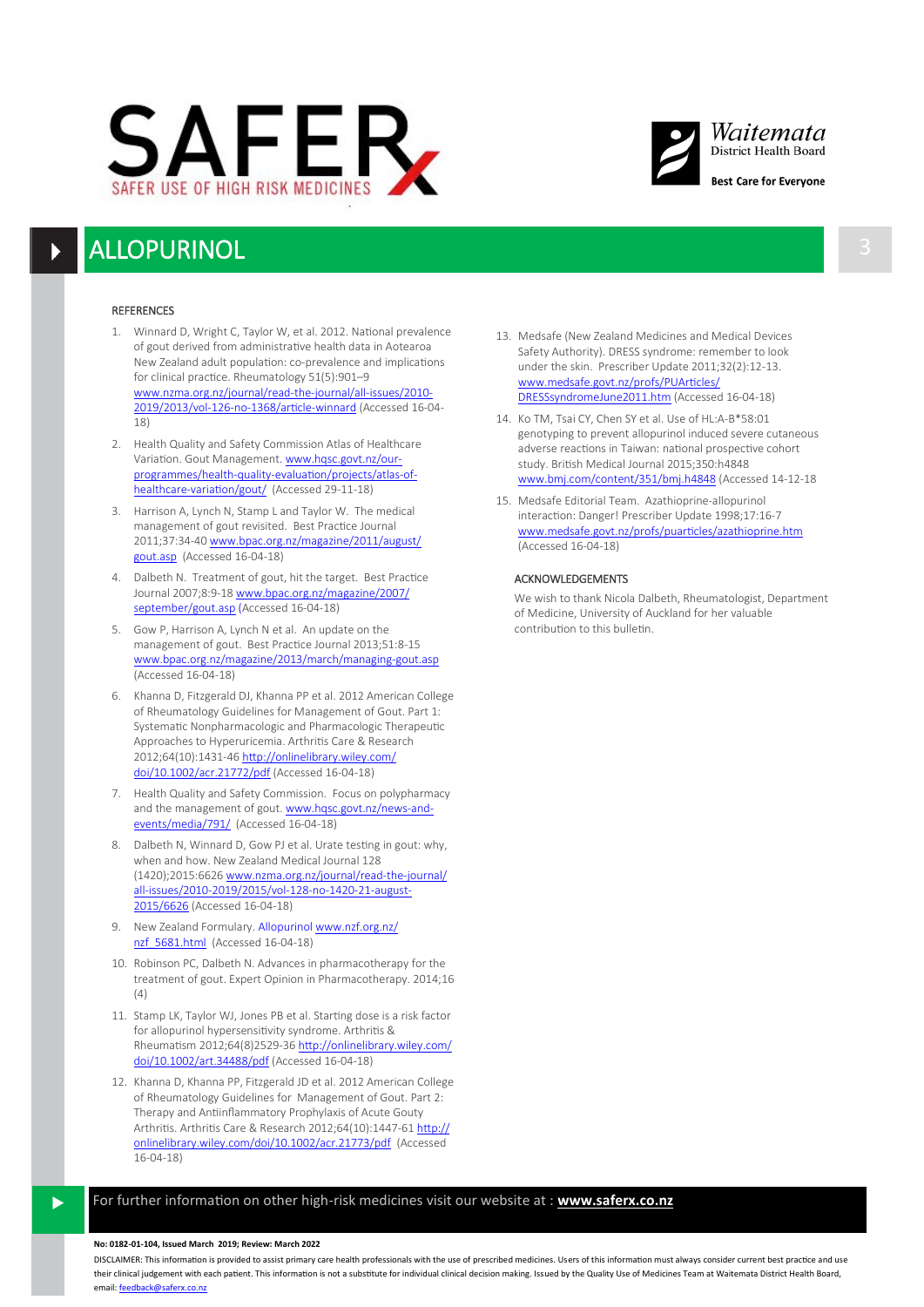# ALLOPURINOL

## REFERENCES

1. Winnard D, Wright C, Taylor W, et al. 2012. National prevalence of gout derived from administrative health data in Aotearoa New Zealand adult population: co-prevalence and implications for clinical practice. Rheumatology 51(5):901–9 www.nzma.org.nz/journal/read-the-journal/all-issues/2010-2019/2013/vol-126-no-1368/article-winnard (Accessed 16-04-18)
2. Health Quality and Safety Commission Atlas of Healthcare Variation. Gout Management. www.hqsc.govt.nz/our-programmes/health-quality-evaluation/projects/atlas-of-healthcare-variation/gout/ (Accessed 29-11-18)
3. Harrison A, Lynch N, Stamp L and Taylor W. The medical management of gout revisited. Best Practice Journal 2011;37:34-40 www.bpac.org.nz/magazine/2011/august/gout.asp (Accessed 16-04-18)
4. Dalbeth N. Treatment of gout, hit the target. Best Practice Journal 2007;8:9-18 www.bpac.org.nz/magazine/2007/september/gout.asp (Accessed 16-04-18)
5. Gow P, Harrison A, Lynch N et al. An update on the management of gout. Best Practice Journal 2013;51:8-15 www.bpac.org.nz/magazine/2013/march/managing-gout.asp (Accessed 16-04-18)
6. Khanna D, Fitzgerald DJ, Khanna PP et al. 2012 American College of Rheumatology Guidelines for Management of Gout. Part 1: Systematic Nonpharmacologic and Pharmacologic Therapeutic Approaches to Hyperuricemia. Arthritis Care & Research 2012;64(10):1431-46 http://onlinelibrary.wiley.com/doi/10.1002/acr.21772/pdf (Accessed 16-04-18)
7. Health Quality and Safety Commission. Focus on polypharmacy and the management of gout. www.hqsc.govt.nz/news-and-events/media/791/ (Accessed 16-04-18)
8. Dalbeth N, Winnard D, Gow PJ et al. Urate testing in gout: why, when and how. New Zealand Medical Journal 128 (1420);2015:6626 www.nzma.org.nz/journal/read-the-journal/all-issues/2010-2019/2015/vol-128-no-1420-21-august-2015/6626 (Accessed 16-04-18)
9. New Zealand Formulary. Allopurinol www.nzf.org.nz/nzf_5681.html (Accessed 16-04-18)
10. Robinson PC, Dalbeth N. Advances in pharmacotherapy for the treatment of gout. Expert Opinion in Pharmacotherapy. 2014;16 (4)
11. Stamp LK, Taylor WJ, Jones PB et al. Starting dose is a risk factor for allopurinol hypersensitivity syndrome. Arthritis & Rheumatism 2012;64(8)2529-36 http://onlinelibrary.wiley.com/doi/10.1002/art.34488/pdf (Accessed 16-04-18)
12. Khanna D, Khanna PP, Fitzgerald JD et al. 2012 American College of Rheumatology Guidelines for Management of Gout. Part 2: Therapy and Antiinflammatory Prophylaxis of Acute Gouty Arthritis. Arthritis Care & Research 2012;64(10):1447-61 http://onlinelibrary.wiley.com/doi/10.1002/acr.21773/pdf (Accessed 16-04-18)
13. Medsafe (New Zealand Medicines and Medical Devices Safety Authority). DRESS syndrome: remember to look under the skin. Prescriber Update 2011;32(2):12-13. www.medsafe.govt.nz/profs/PUArticles/DRESSsyndromeJune2011.htm (Accessed 16-04-18)
14. Ko TM, Tsai CY, Chen SY et al. Use of HL:A-B*58:01 genotyping to prevent allopurinol induced severe cutaneous adverse reactions in Taiwan: national prospective cohort study. British Medical Journal 2015;350:h4848 www.bmj.com/content/351/bmj.h4848 (Accessed 14-12-18
15. Medsafe Editorial Team. Azathioprine-allopurinol interaction: Danger! Prescriber Update 1998;17:16-7 www.medsafe.govt.nz/profs/puarticles/azathioprine.htm (Accessed 16-04-18)

## ACKNOWLEDGEMENTS

We wish to thank Nicola Dalbeth, Rheumatologist, Department of Medicine, University of Auckland for her valuable contribution to this bulletin.

For further information on other high-risk medicines visit our website at : **www.saferx.co.nz**

**No: 0182-01-104, Issued March 2019; Review: March 2022**

DISCLAIMER: This information is provided to assist primary care health professionals with the use of prescribed medicines. Users of this information must always consider current best practice and use their clinical judgement with each patient. This information is not a substitute for individual clinical decision making. Issued by the Quality Use of Medicines Team at Waitemata District Health Board, email: feedback@saferx.co.nz